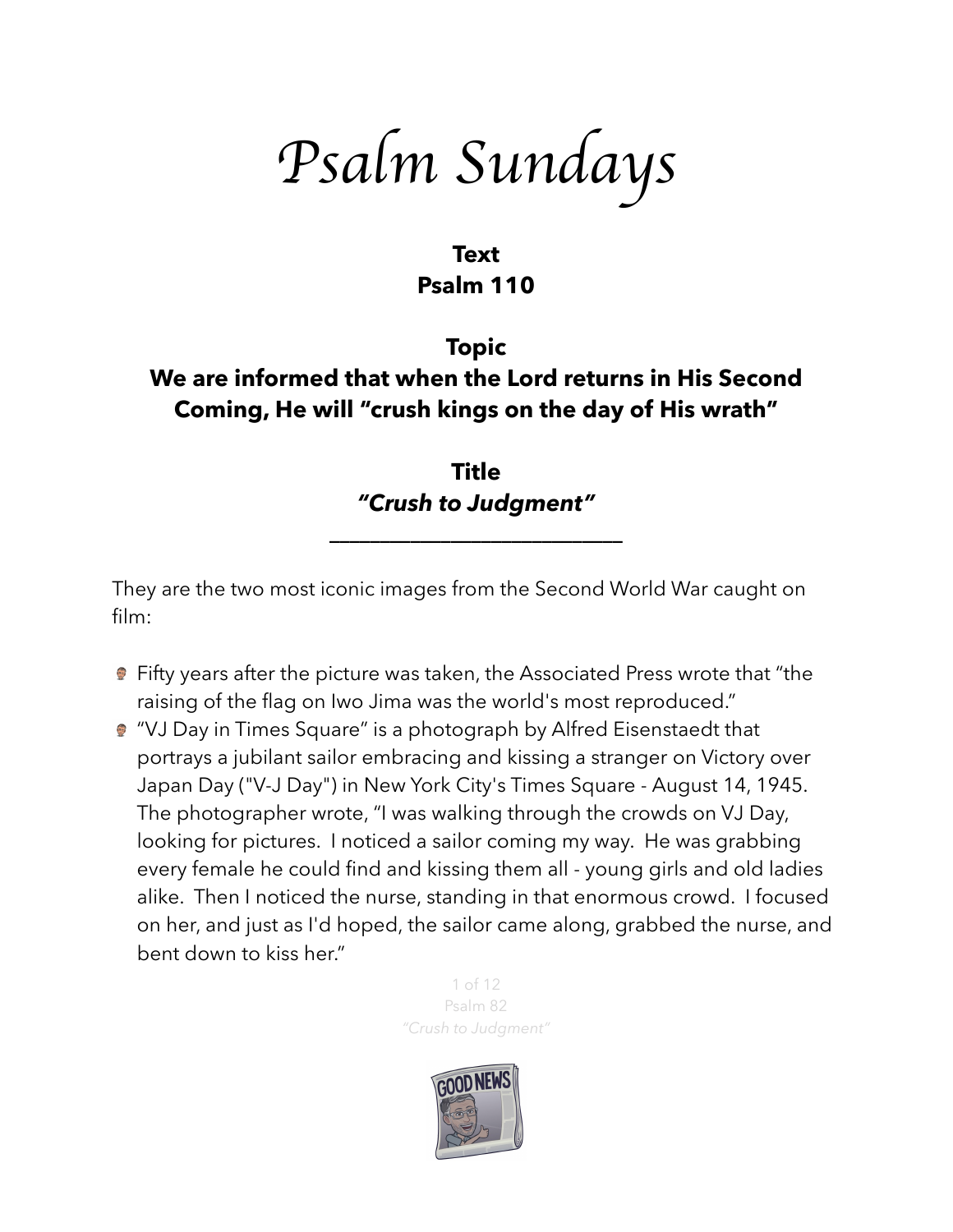# *Psalm Sundays*

**Text**
**Psalm 110**

**Topic**
**We are informed that when the Lord returns in His Second Coming, He will "crush kings on the day of His wrath"**

**Title**
***"Crush to Judgment"***

---

They are the two most iconic images from the Second World War caught on film:

- Fifty years after the picture was taken, the Associated Press wrote that "the raising of the flag on Iwo Jima was the world's most reproduced."
- "VJ Day in Times Square" is a photograph by Alfred Eisenstaedt that portrays a jubilant sailor embracing and kissing a stranger on Victory over Japan Day ("V-J Day") in New York City's Times Square - August 14, 1945. The photographer wrote, "I was walking through the crowds on VJ Day, looking for pictures. I noticed a sailor coming my way. He was grabbing every female he could find and kissing them all - young girls and old ladies alike. Then I noticed the nurse, standing in that enormous crowd. I focused on her, and just as I'd hoped, the sailor came along, grabbed the nurse, and bent down to kiss her."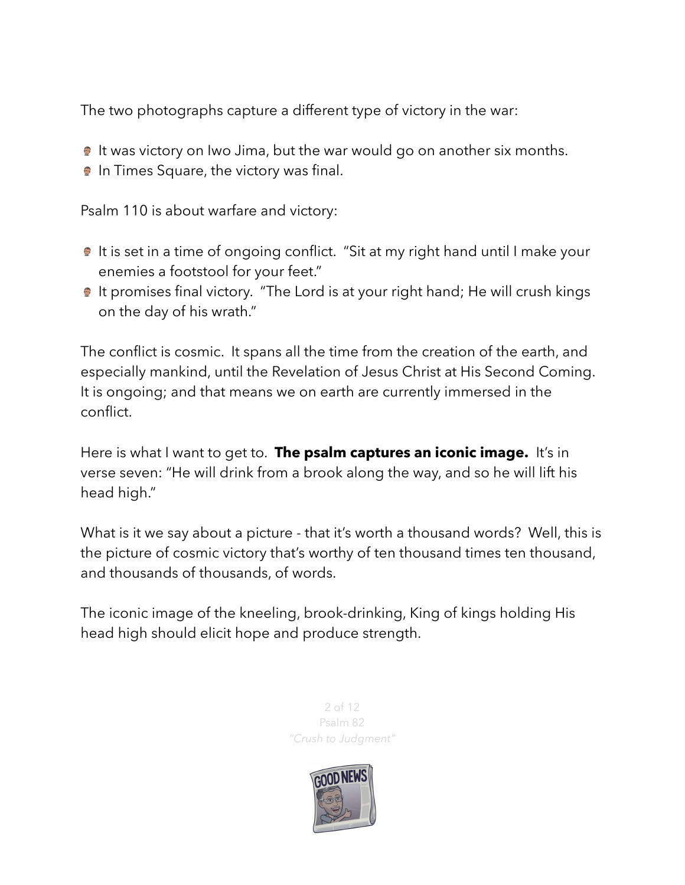The two photographs capture a different type of victory in the war:

- It was victory on Iwo Jima, but the war would go on another six months.
- In Times Square, the victory was final.

Psalm 110 is about warfare and victory:

- It is set in a time of ongoing conflict. "Sit at my right hand until I make your enemies a footstool for your feet."
- It promises final victory. "The Lord is at your right hand; He will crush kings on the day of his wrath."

The conflict is cosmic. It spans all the time from the creation of the earth, and especially mankind, until the Revelation of Jesus Christ at His Second Coming. It is ongoing; and that means we on earth are currently immersed in the conflict.

Here is what I want to get to. **The psalm captures an iconic image.** It's in verse seven: "He will drink from a brook along the way, and so he will lift his head high."

What is it we say about a picture - that it's worth a thousand words? Well, this is the picture of cosmic victory that's worthy of ten thousand times ten thousand, and thousands of thousands, of words.

The iconic image of the kneeling, brook-drinking, King of kings holding His head high should elicit hope and produce strength.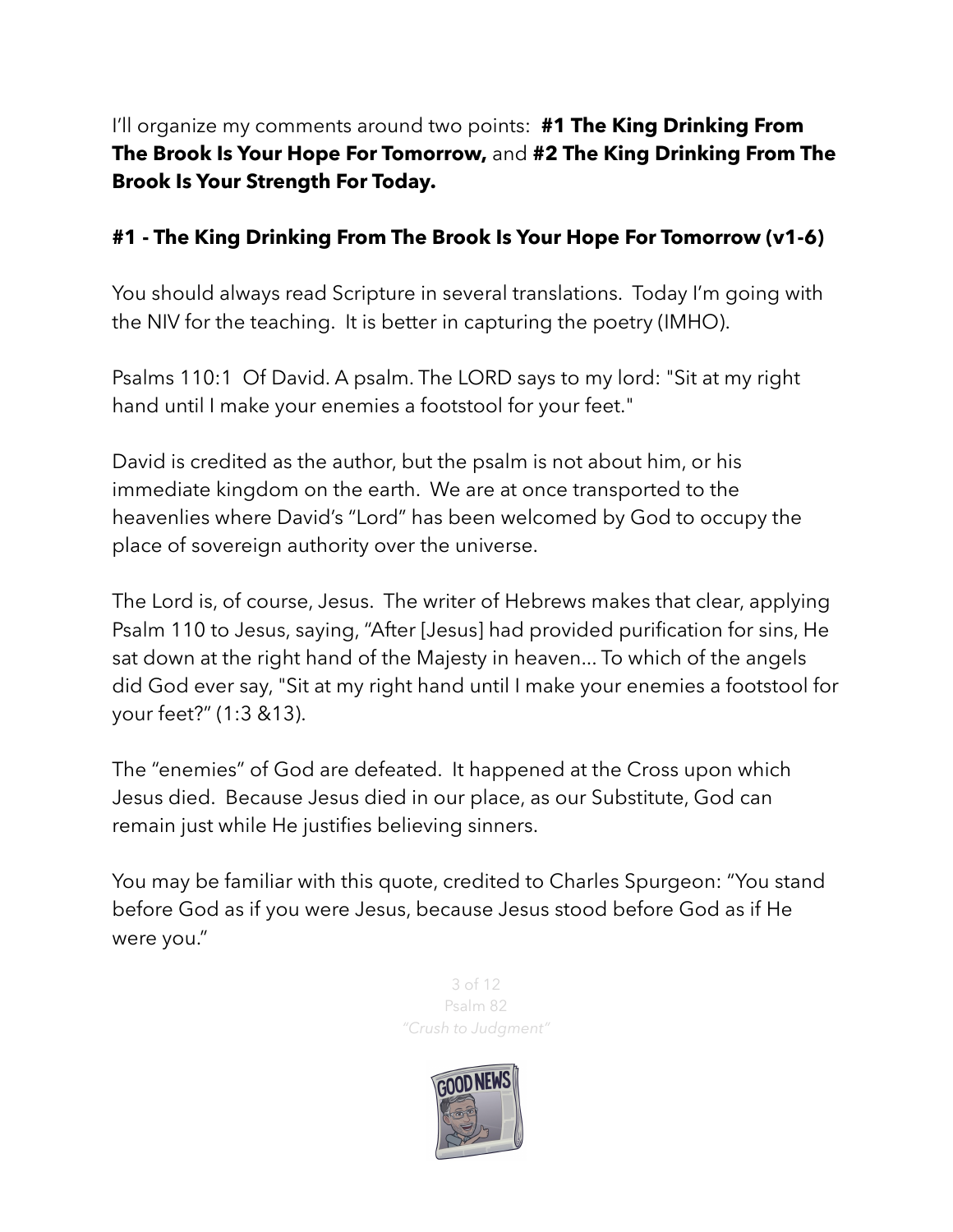I'll organize my comments around two points: **#1 The King Drinking From The Brook Is Your Hope For Tomorrow,** and **#2 The King Drinking From The Brook Is Your Strength For Today.**

**#1 - The King Drinking From The Brook Is Your Hope For Tomorrow (v1-6)**

You should always read Scripture in several translations. Today I'm going with the NIV for the teaching. It is better in capturing the poetry (IMHO).

Psalms 110:1 Of David. A psalm. The LORD says to my lord: "Sit at my right hand until I make your enemies a footstool for your feet."

David is credited as the author, but the psalm is not about him, or his immediate kingdom on the earth. We are at once transported to the heavenlies where David's "Lord" has been welcomed by God to occupy the place of sovereign authority over the universe.

The Lord is, of course, Jesus. The writer of Hebrews makes that clear, applying Psalm 110 to Jesus, saying, "After [Jesus] had provided purification for sins, He sat down at the right hand of the Majesty in heaven… To which of the angels did God ever say, "Sit at my right hand until I make your enemies a footstool for your feet?" (1:3 &13).

The "enemies" of God are defeated. It happened at the Cross upon which Jesus died. Because Jesus died in our place, as our Substitute, God can remain just while He justifies believing sinners.

You may be familiar with this quote, credited to Charles Spurgeon: "You stand before God as if you were Jesus, because Jesus stood before God as if He were you."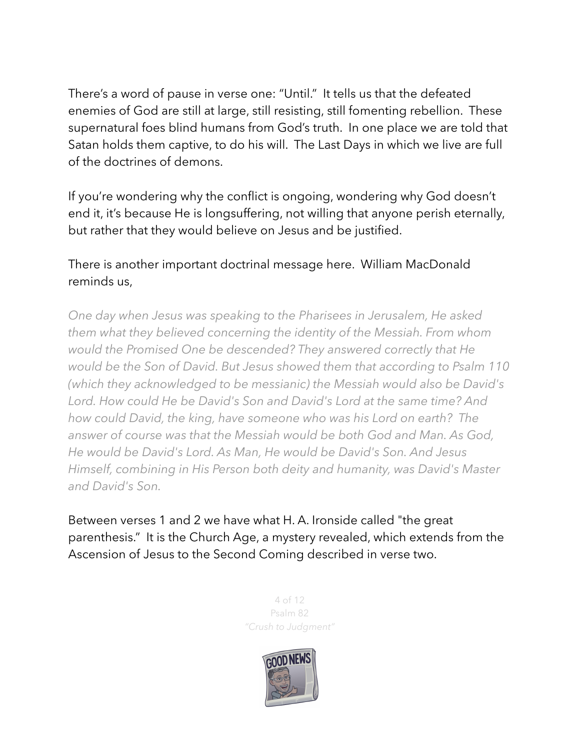There's a word of pause in verse one: "Until." It tells us that the defeated enemies of God are still at large, still resisting, still fomenting rebellion. These supernatural foes blind humans from God's truth. In one place we are told that Satan holds them captive, to do his will. The Last Days in which we live are full of the doctrines of demons.

If you're wondering why the conflict is ongoing, wondering why God doesn't end it, it's because He is longsuffering, not willing that anyone perish eternally, but rather that they would believe on Jesus and be justified.

There is another important doctrinal message here. William MacDonald reminds us,

*One day when Jesus was speaking to the Pharisees in Jerusalem, He asked them what they believed concerning the identity of the Messiah. From whom would the Promised One be descended? They answered correctly that He would be the Son of David. But Jesus showed them that according to Psalm 110 (which they acknowledged to be messianic) the Messiah would also be David's Lord. How could He be David's Son and David's Lord at the same time? And how could David, the king, have someone who was his Lord on earth? The answer of course was that the Messiah would be both God and Man. As God, He would be David's Lord. As Man, He would be David's Son. And Jesus Himself, combining in His Person both deity and humanity, was David's Master and David's Son.*

Between verses 1 and 2 we have what H. A. Ironside called "the great parenthesis." It is the Church Age, a mystery revealed, which extends from the Ascension of Jesus to the Second Coming described in verse two.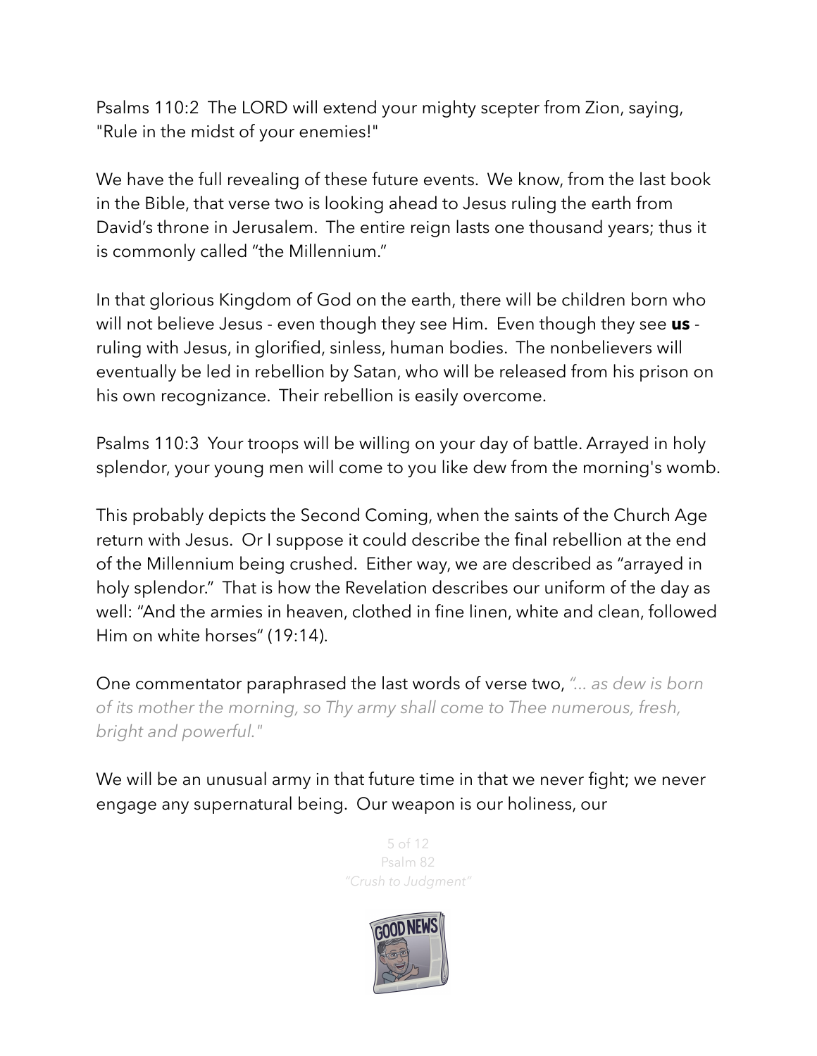Psalms 110:2 The LORD will extend your mighty scepter from Zion, saying, "Rule in the midst of your enemies!"

We have the full revealing of these future events. We know, from the last book in the Bible, that verse two is looking ahead to Jesus ruling the earth from David's throne in Jerusalem. The entire reign lasts one thousand years; thus it is commonly called "the Millennium."

In that glorious Kingdom of God on the earth, there will be children born who will not believe Jesus - even though they see Him. Even though they see **us** - ruling with Jesus, in glorified, sinless, human bodies. The nonbelievers will eventually be led in rebellion by Satan, who will be released from his prison on his own recognizance. Their rebellion is easily overcome.

Psalms 110:3 Your troops will be willing on your day of battle. Arrayed in holy splendor, your young men will come to you like dew from the morning's womb.

This probably depicts the Second Coming, when the saints of the Church Age return with Jesus. Or I suppose it could describe the final rebellion at the end of the Millennium being crushed. Either way, we are described as "arrayed in holy splendor." That is how the Revelation describes our uniform of the day as well: "And the armies in heaven, clothed in fine linen, white and clean, followed Him on white horses" (19:14).

One commentator paraphrased the last words of verse two, *"... as dew is born of its mother the morning, so Thy army shall come to Thee numerous, fresh, bright and powerful."*

We will be an unusual army in that future time in that we never fight; we never engage any supernatural being. Our weapon is our holiness, our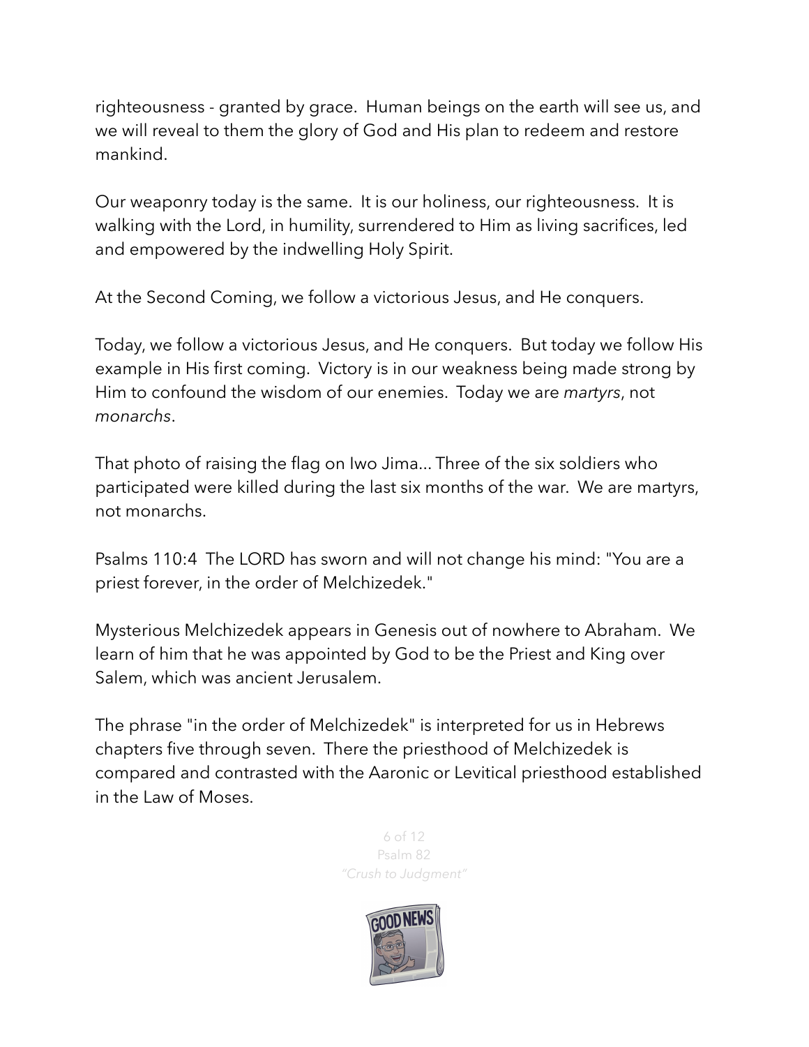righteousness - granted by grace. Human beings on the earth will see us, and we will reveal to them the glory of God and His plan to redeem and restore mankind.

Our weaponry today is the same. It is our holiness, our righteousness. It is walking with the Lord, in humility, surrendered to Him as living sacrifices, led and empowered by the indwelling Holy Spirit.

At the Second Coming, we follow a victorious Jesus, and He conquers.

Today, we follow a victorious Jesus, and He conquers. But today we follow His example in His first coming. Victory is in our weakness being made strong by Him to confound the wisdom of our enemies. Today we are *martyrs*, not *monarchs*.

That photo of raising the flag on Iwo Jima... Three of the six soldiers who participated were killed during the last six months of the war. We are martyrs, not monarchs.

Psalms 110:4 The LORD has sworn and will not change his mind: "You are a priest forever, in the order of Melchizedek."

Mysterious Melchizedek appears in Genesis out of nowhere to Abraham. We learn of him that he was appointed by God to be the Priest and King over Salem, which was ancient Jerusalem.

The phrase "in the order of Melchizedek" is interpreted for us in Hebrews chapters five through seven. There the priesthood of Melchizedek is compared and contrasted with the Aaronic or Levitical priesthood established in the Law of Moses.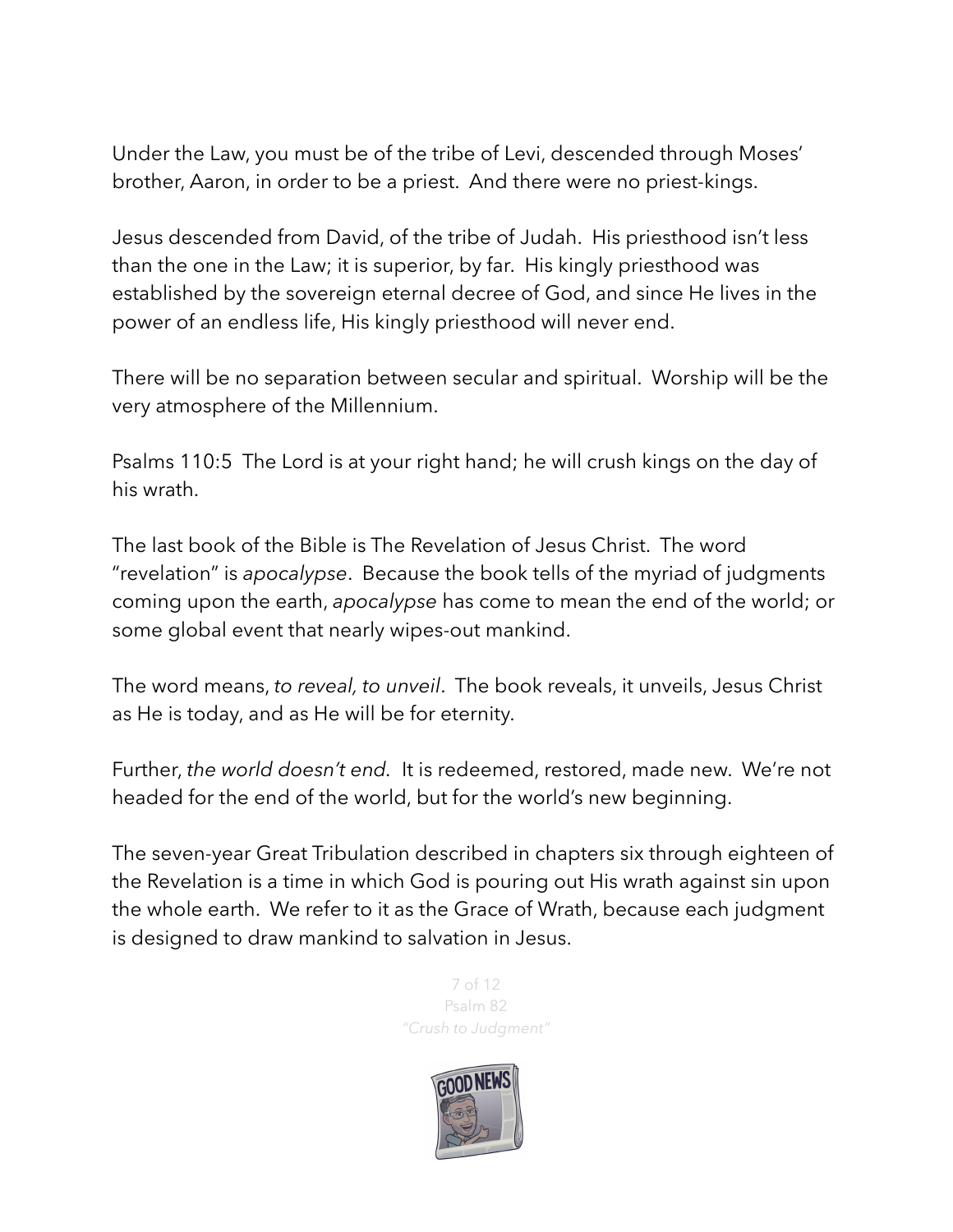Under the Law, you must be of the tribe of Levi, descended through Moses' brother, Aaron, in order to be a priest. And there were no priest-kings.

Jesus descended from David, of the tribe of Judah. His priesthood isn't less than the one in the Law; it is superior, by far. His kingly priesthood was established by the sovereign eternal decree of God, and since He lives in the power of an endless life, His kingly priesthood will never end.

There will be no separation between secular and spiritual. Worship will be the very atmosphere of the Millennium.

Psalms 110:5 The Lord is at your right hand; he will crush kings on the day of his wrath.

The last book of the Bible is The Revelation of Jesus Christ. The word "revelation" is *apocalypse*. Because the book tells of the myriad of judgments coming upon the earth, *apocalypse* has come to mean the end of the world; or some global event that nearly wipes-out mankind.

The word means, *to reveal, to unveil*. The book reveals, it unveils, Jesus Christ as He is today, and as He will be for eternity.

Further, *the world doesn't end*. It is redeemed, restored, made new. We're not headed for the end of the world, but for the world's new beginning.

The seven-year Great Tribulation described in chapters six through eighteen of the Revelation is a time in which God is pouring out His wrath against sin upon the whole earth. We refer to it as the Grace of Wrath, because each judgment is designed to draw mankind to salvation in Jesus.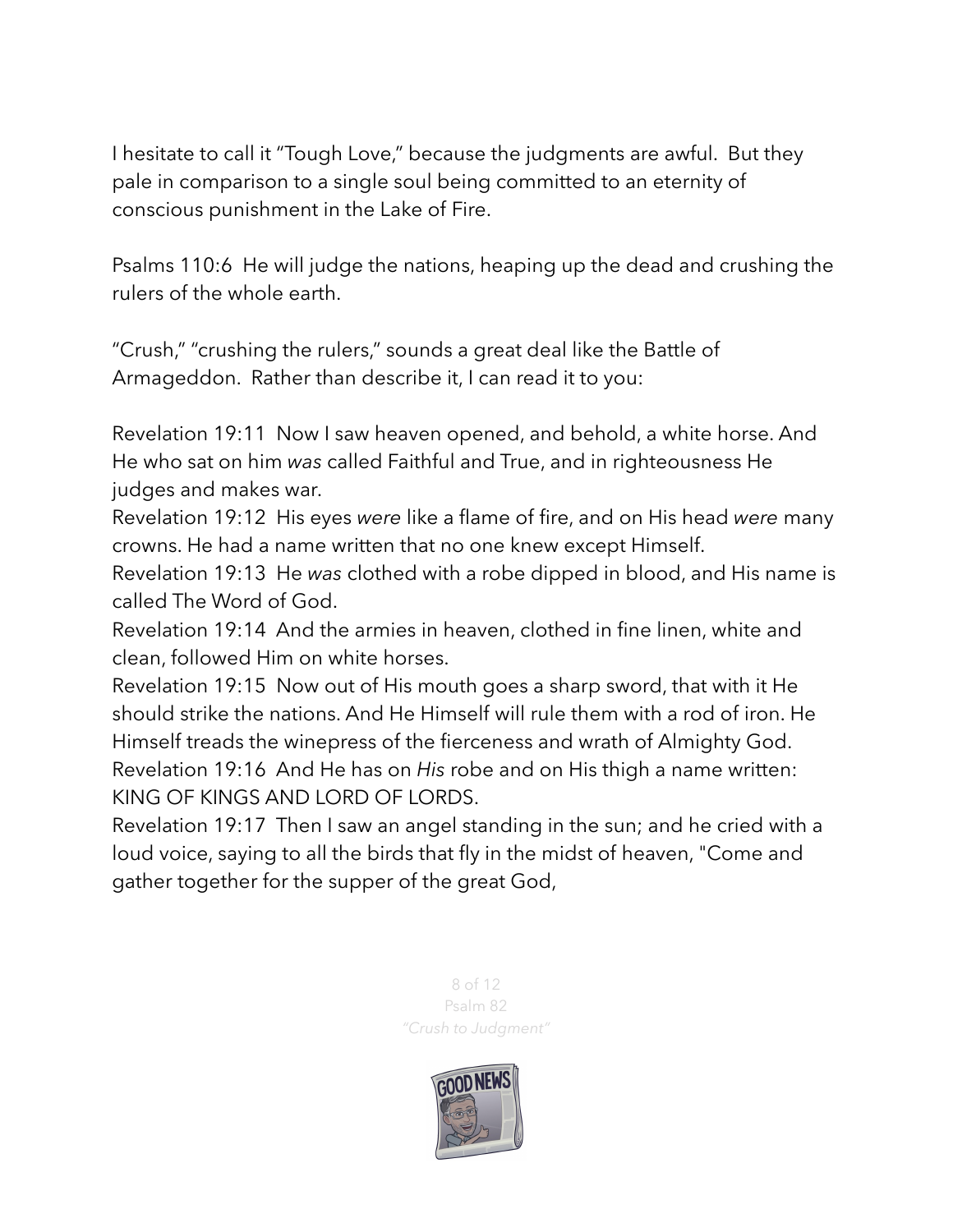I hesitate to call it "Tough Love," because the judgments are awful. But they pale in comparison to a single soul being committed to an eternity of conscious punishment in the Lake of Fire.

Psalms 110:6 He will judge the nations, heaping up the dead and crushing the rulers of the whole earth.

"Crush," "crushing the rulers," sounds a great deal like the Battle of Armageddon. Rather than describe it, I can read it to you:

Revelation 19:11 Now I saw heaven opened, and behold, a white horse. And He who sat on him *was* called Faithful and True, and in righteousness He judges and makes war.
Revelation 19:12 His eyes *were* like a flame of fire, and on His head *were* many crowns. He had a name written that no one knew except Himself.
Revelation 19:13 He *was* clothed with a robe dipped in blood, and His name is called The Word of God.
Revelation 19:14 And the armies in heaven, clothed in fine linen, white and clean, followed Him on white horses.
Revelation 19:15 Now out of His mouth goes a sharp sword, that with it He should strike the nations. And He Himself will rule them with a rod of iron. He Himself treads the winepress of the fierceness and wrath of Almighty God.
Revelation 19:16 And He has on *His* robe and on His thigh a name written: KING OF KINGS AND LORD OF LORDS.
Revelation 19:17 Then I saw an angel standing in the sun; and he cried with a loud voice, saying to all the birds that fly in the midst of heaven, "Come and gather together for the supper of the great God,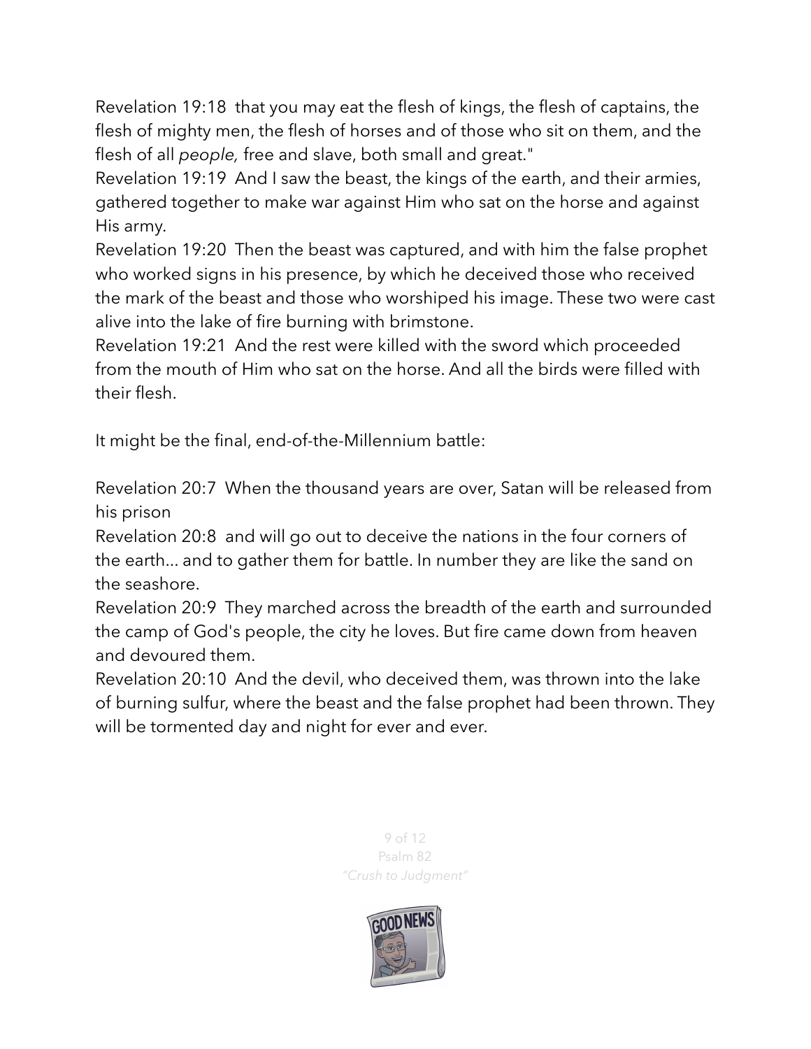Revelation 19:18 that you may eat the flesh of kings, the flesh of captains, the flesh of mighty men, the flesh of horses and of those who sit on them, and the flesh of all *people,* free and slave, both small and great."
Revelation 19:19 And I saw the beast, the kings of the earth, and their armies, gathered together to make war against Him who sat on the horse and against His army.
Revelation 19:20 Then the beast was captured, and with him the false prophet who worked signs in his presence, by which he deceived those who received the mark of the beast and those who worshiped his image. These two were cast alive into the lake of fire burning with brimstone.
Revelation 19:21 And the rest were killed with the sword which proceeded from the mouth of Him who sat on the horse. And all the birds were filled with their flesh.

It might be the final, end-of-the-Millennium battle:

Revelation 20:7 When the thousand years are over, Satan will be released from his prison
Revelation 20:8 and will go out to deceive the nations in the four corners of the earth... and to gather them for battle. In number they are like the sand on the seashore.
Revelation 20:9 They marched across the breadth of the earth and surrounded the camp of God's people, the city he loves. But fire came down from heaven and devoured them.
Revelation 20:10 And the devil, who deceived them, was thrown into the lake of burning sulfur, where the beast and the false prophet had been thrown. They will be tormented day and night for ever and ever.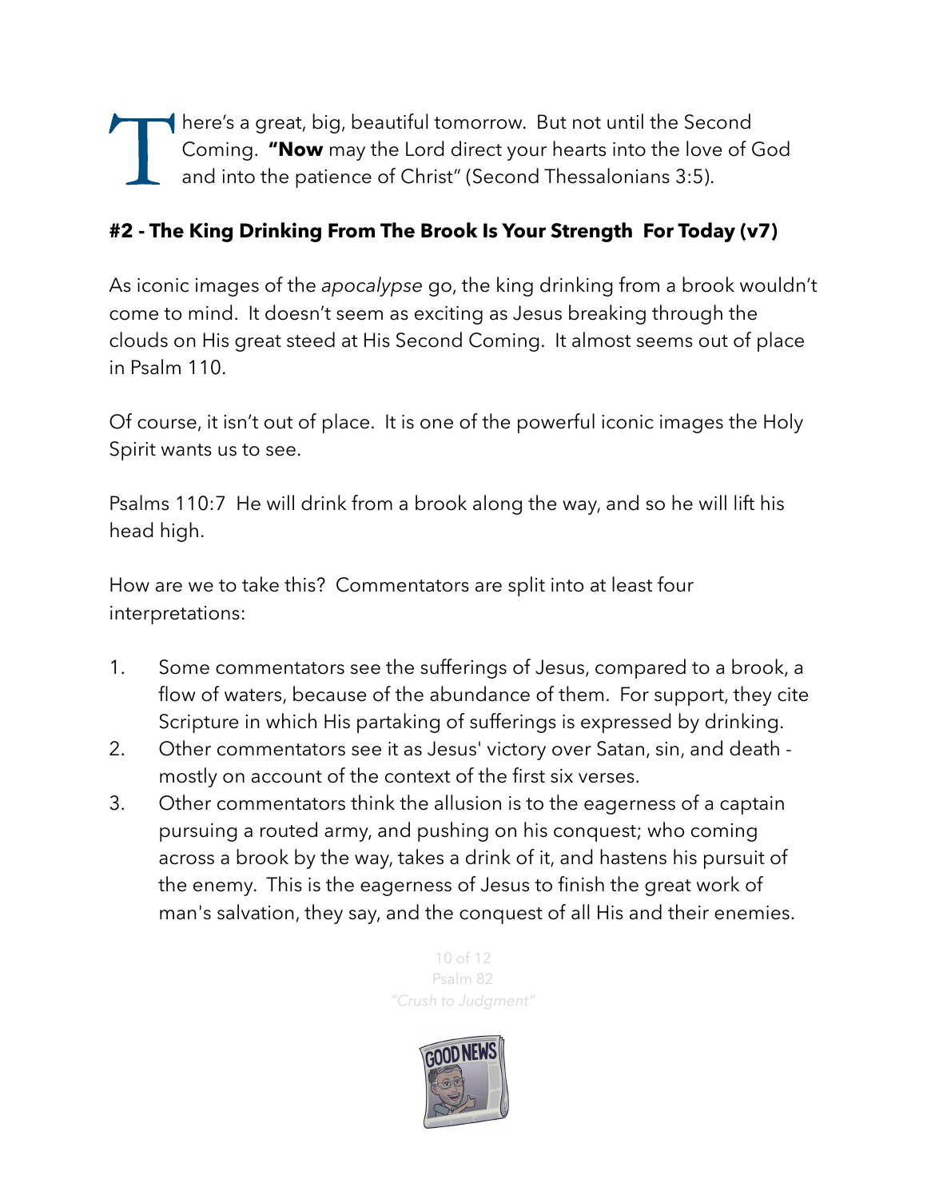There's a great, big, beautiful tomorrow. But not until the Second Coming. **"Now** may the Lord direct your hearts into the love of God and into the patience of Christ" (Second Thessalonians 3:5).

### #2 - The King Drinking From The Brook Is Your Strength For Today (v7)

As iconic images of the *apocalypse* go, the king drinking from a brook wouldn't come to mind. It doesn't seem as exciting as Jesus breaking through the clouds on His great steed at His Second Coming. It almost seems out of place in Psalm 110.

Of course, it isn't out of place. It is one of the powerful iconic images the Holy Spirit wants us to see.

Psalms 110:7 He will drink from a brook along the way, and so he will lift his head high.

How are we to take this? Commentators are split into at least four interpretations:

1. Some commentators see the sufferings of Jesus, compared to a brook, a flow of waters, because of the abundance of them. For support, they cite Scripture in which His partaking of sufferings is expressed by drinking.
2. Other commentators see it as Jesus' victory over Satan, sin, and death - mostly on account of the context of the first six verses.
3. Other commentators think the allusion is to the eagerness of a captain pursuing a routed army, and pushing on his conquest; who coming across a brook by the way, takes a drink of it, and hastens his pursuit of the enemy. This is the eagerness of Jesus to finish the great work of man's salvation, they say, and the conquest of all His and their enemies.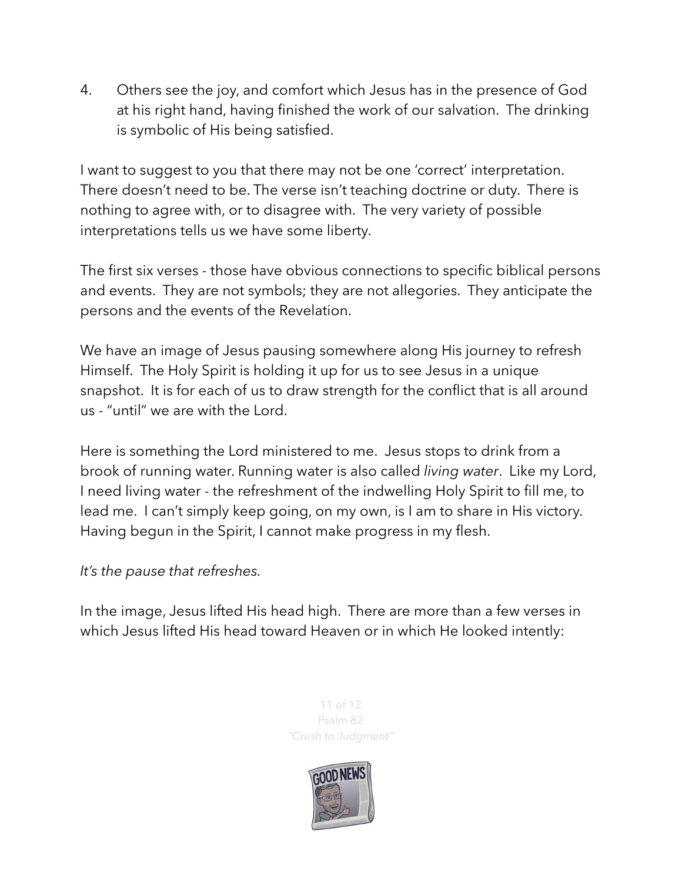4. Others see the joy, and comfort which Jesus has in the presence of God at his right hand, having finished the work of our salvation. The drinking is symbolic of His being satisfied.

I want to suggest to you that there may not be one 'correct' interpretation. There doesn't need to be. The verse isn't teaching doctrine or duty. There is nothing to agree with, or to disagree with. The very variety of possible interpretations tells us we have some liberty.

The first six verses - those have obvious connections to specific biblical persons and events. They are not symbols; they are not allegories. They anticipate the persons and the events of the Revelation.

We have an image of Jesus pausing somewhere along His journey to refresh Himself. The Holy Spirit is holding it up for us to see Jesus in a unique snapshot. It is for each of us to draw strength for the conflict that is all around us - "until" we are with the Lord.

Here is something the Lord ministered to me. Jesus stops to drink from a brook of running water. Running water is also called *living water*. Like my Lord, I need living water - the refreshment of the indwelling Holy Spirit to fill me, to lead me. I can't simply keep going, on my own, is I am to share in His victory. Having begun in the Spirit, I cannot make progress in my flesh.

*It's the pause that refreshes*.

In the image, Jesus lifted His head high. There are more than a few verses in which Jesus lifted His head toward Heaven or in which He looked intently: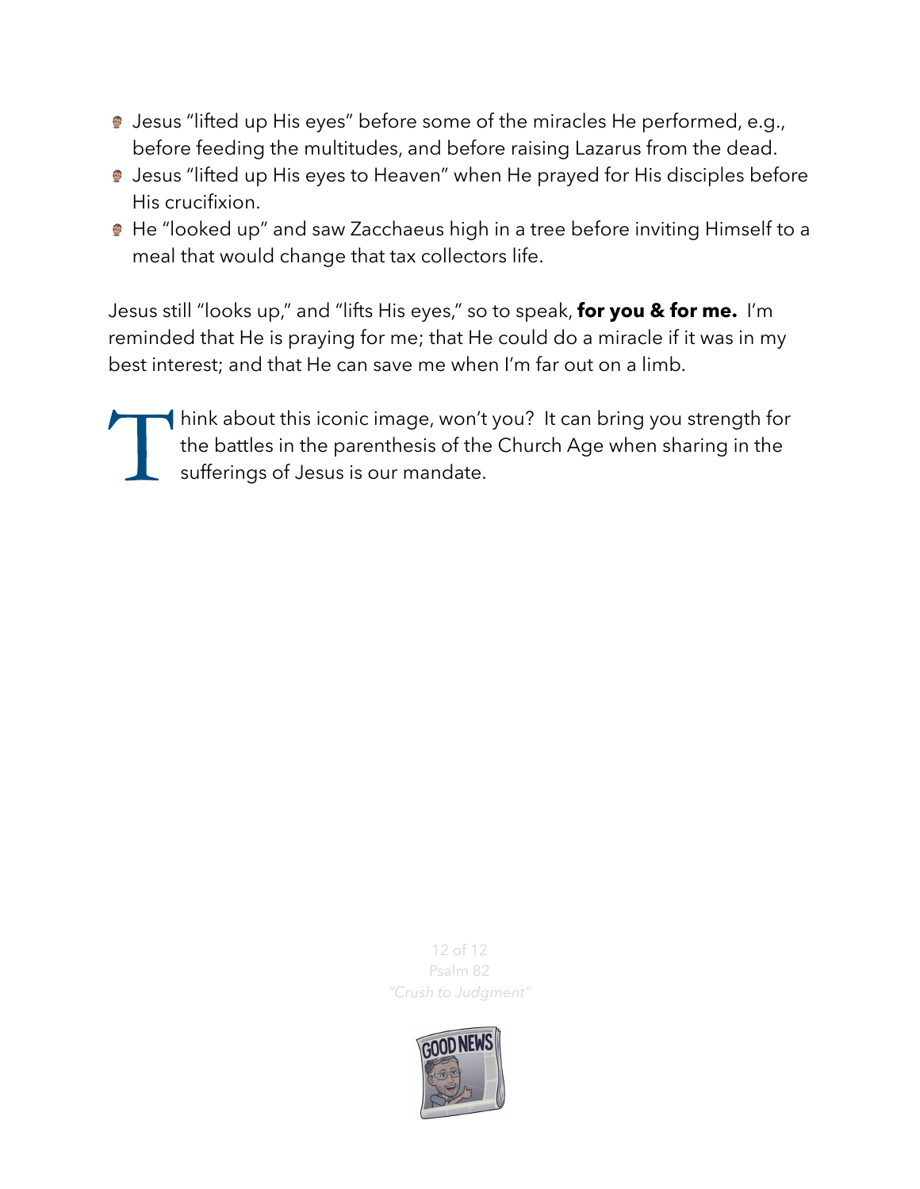- Jesus "lifted up His eyes" before some of the miracles He performed, e.g., before feeding the multitudes, and before raising Lazarus from the dead.
- Jesus "lifted up His eyes to Heaven" when He prayed for His disciples before His crucifixion.
- He "looked up" and saw Zacchaeus high in a tree before inviting Himself to a meal that would change that tax collectors life.

Jesus still "looks up," and "lifts His eyes," so to speak, **for you & for me.** I'm reminded that He is praying for me; that He could do a miracle if it was in my best interest; and that He can save me when I'm far out on a limb.

Think about this iconic image, won't you? It can bring you strength for the battles in the parenthesis of the Church Age when sharing in the sufferings of Jesus is our mandate.